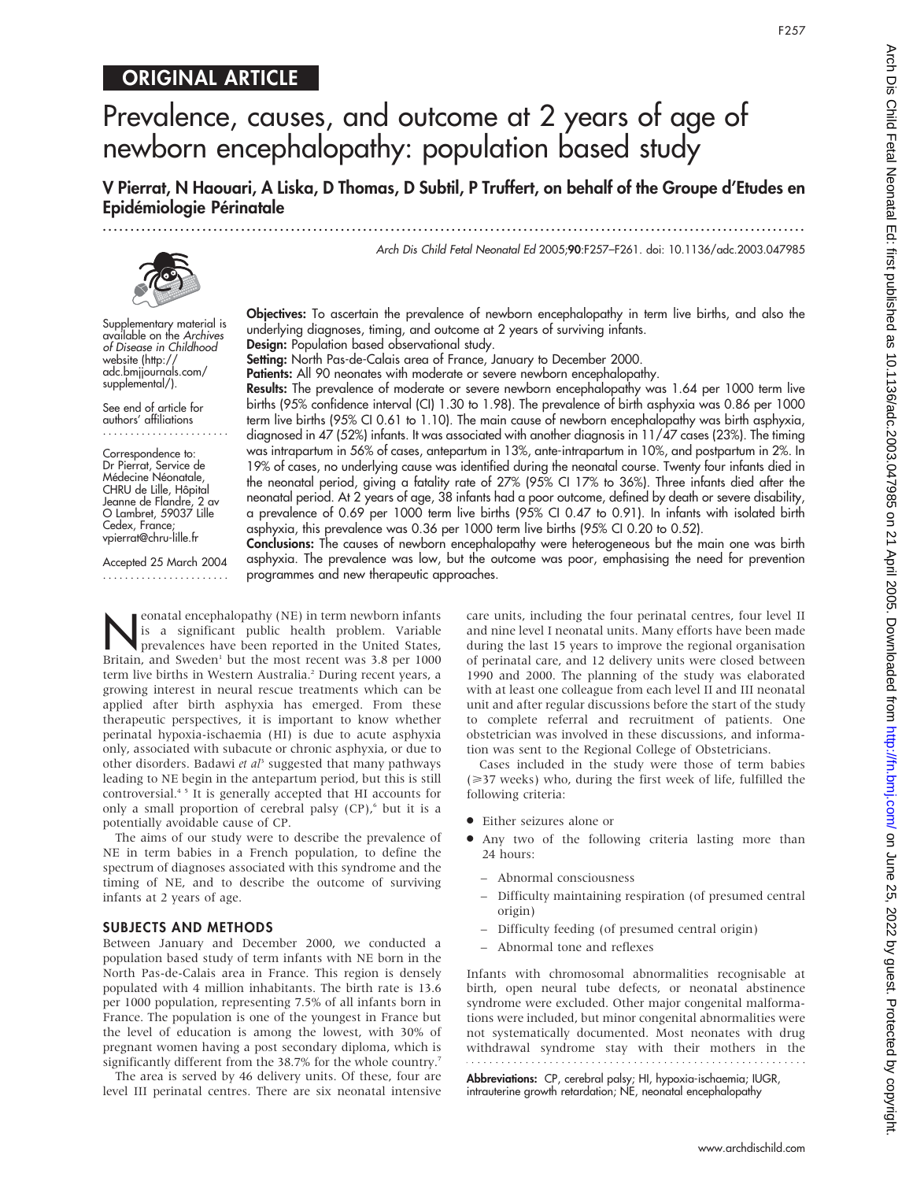ORIGINAL ARTICLE

# Prevalence, causes, and outcome at 2 years of age of newborn encephalopathy: population based study

**V Pierrat, N Haouari, A Liska, D Thomas, D Subtil, P Truffert, on behalf of the Groupe d'Etudes en Epidémiologie Périnatale**

*Arch Dis Child Fetal Neonatal Ed* 2005;**90**:F257–F261. doi: 10.1136/adc.2003.047985

Supplementary material is available on the *Archives of Disease in Childhood* website (http://adc.bmjjournals.com/supplemental/).

See end of article for authors' affiliations

Correspondence to: Dr Pierrat, Service de Médecine Néonatale, CHRU de Lille, Hôpital Jeanne de Flandre, 2 av O Lambret, 59037 Lille Cedex, France; vpierrat@chru-lille.fr

Accepted 25 March 2004

**Objectives:** To ascertain the prevalence of newborn encephalopathy in term live births, and also the underlying diagnoses, timing, and outcome at 2 years of surviving infants.

**Design:** Population based observational study.

**Setting:** North Pas-de-Calais area of France, January to December 2000.

**Patients:** All 90 neonates with moderate or severe newborn encephalopathy.

**Results:** The prevalence of moderate or severe newborn encephalopathy was 1.64 per 1000 term live births (95% confidence interval (CI) 1.30 to 1.98). The prevalence of birth asphyxia was 0.86 per 1000 term live births (95% CI 0.61 to 1.10). The main cause of newborn encephalopathy was birth asphyxia, diagnosed in 47 (52%) infants. It was associated with another diagnosis in 11/47 cases (23%). The timing was intrapartum in 56% of cases, antepartum in 13%, ante-intrapartum in 10%, and postpartum in 2%. In 19% of cases, no underlying cause was identified during the neonatal course. Twenty four infants died in the neonatal period, giving a fatality rate of 27% (95% CI 17% to 36%). Three infants died after the neonatal period. At 2 years of age, 38 infants had a poor outcome, defined by death or severe disability, a prevalence of 0.69 per 1000 term live births (95% CI 0.47 to 0.91). In infants with isolated birth asphyxia, this prevalence was 0.36 per 1000 term live births (95% CI 0.20 to 0.52).

**Conclusions:** The causes of newborn encephalopathy were heterogeneous but the main one was birth asphyxia. The prevalence was low, but the outcome was poor, emphasising the need for prevention programmes and new therapeutic approaches.

Neonatal encephalopathy (NE) in term newborn infants is a significant public health problem. Variable prevalences have been reported in the United States, Britain, and Sweden[1] but the most recent was 3.8 per 1000 term live births in Western Australia.[2] During recent years, a growing interest in neural rescue treatments which can be applied after birth asphyxia has emerged. From these therapeutic perspectives, it is important to know whether perinatal hypoxia-ischaemia (HI) is due to acute asphyxia only, associated with subacute or chronic asphyxia, or due to other disorders. Badawi *et al*[3] suggested that many pathways leading to NE begin in the antepartum period, but this is still controversial.[4 5] It is generally accepted that HI accounts for only a small proportion of cerebral palsy (CP),[6] but it is a potentially avoidable cause of CP.

The aims of our study were to describe the prevalence of NE in term babies in a French population, to define the spectrum of diagnoses associated with this syndrome and the timing of NE, and to describe the outcome of surviving infants at 2 years of age.

## SUBJECTS AND METHODS

Between January and December 2000, we conducted a population based study of term infants with NE born in the North Pas-de-Calais area in France. This region is densely populated with 4 million inhabitants. The birth rate is 13.6 per 1000 population, representing 7.5% of all infants born in France. The population is one of the youngest in France but the level of education is among the lowest, with 30% of pregnant women having a post secondary diploma, which is significantly different from the 38.7% for the whole country.[7]

The area is served by 46 delivery units. Of these, four are level III perinatal centres. There are six neonatal intensive care units, including the four perinatal centres, four level II and nine level I neonatal units. Many efforts have been made during the last 15 years to improve the regional organisation of perinatal care, and 12 delivery units were closed between 1990 and 2000. The planning of the study was elaborated with at least one colleague from each level II and III neonatal unit and after regular discussions before the start of the study to complete referral and recruitment of patients. One obstetrician was involved in these discussions, and information was sent to the Regional College of Obstetricians.

Cases included in the study were those of term babies (⩾37 weeks) who, during the first week of life, fulfilled the following criteria:

- Either seizures alone or
- Any two of the following criteria lasting more than 24 hours:
  - Abnormal consciousness
  - Difficulty maintaining respiration (of presumed central origin)
  - Difficulty feeding (of presumed central origin)
  - Abnormal tone and reflexes

Infants with chromosomal abnormalities recognisable at birth, open neural tube defects, or neonatal abstinence syndrome were excluded. Other major congenital malformations were included, but minor congenital abnormalities were not systematically documented. Most neonates with drug withdrawal syndrome stay with their mothers in the

**Abbreviations:** CP, cerebral palsy; HI, hypoxia-ischaemia; IUGR, intrauterine growth retardation; NE, neonatal encephalopathy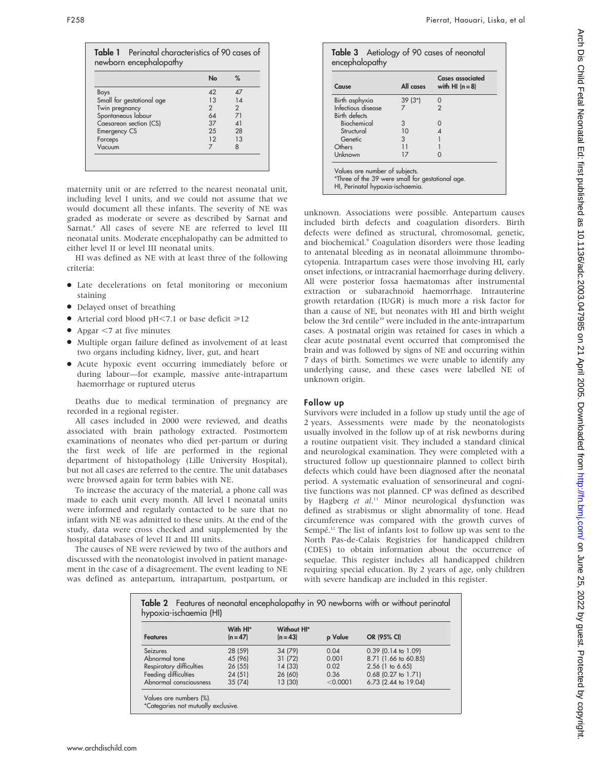**Table 1** Perinatal characteristics of 90 cases of newborn encephalopathy

| | No | % |
|---|---|---|
| Boys | 42 | 47 |
| Small for gestational age | 13 | 14 |
| Twin pregnancy | 2 | 2 |
| Spontaneous labour | 64 | 71 |
| Caesarean section (CS) | 37 | 41 |
| Emergency CS | 25 | 28 |
| Forceps | 12 | 13 |
| Vacuum | 7 | 8 |

maternity unit or are referred to the nearest neonatal unit, including level I units, and we could not assume that we would document all these infants. The severity of NE was graded as moderate or severe as described by Sarnat and Sarnat.[8] All cases of severe NE are referred to level III neonatal units. Moderate encephalopathy can be admitted to either level II or level III neonatal units.

HI was defined as NE with at least three of the following criteria:

- Late decelerations on fetal monitoring or meconium staining
- Delayed onset of breathing
- Arterial cord blood pH<7.1 or base deficit ≥12
- Apgar <7 at five minutes
- Multiple organ failure defined as involvement of at least two organs including kidney, liver, gut, and heart
- Acute hypoxic event occurring immediately before or during labour—for example, massive ante-intrapartum haemorrhage or ruptured uterus

Deaths due to medical termination of pregnancy are recorded in a regional register.

All cases included in 2000 were reviewed, and deaths associated with brain pathology extracted. Postmortem examinations of neonates who died per-partum or during the first week of life are performed in the regional department of histopathology (Lille University Hospital), but not all cases are referred to the centre. The unit databases were browsed again for term babies with NE.

To increase the accuracy of the material, a phone call was made to each unit every month. All level I neonatal units were informed and regularly contacted to be sure that no infant with NE was admitted to these units. At the end of the study, data were cross checked and supplemented by the hospital databases of level II and III units.

The causes of NE were reviewed by two of the authors and discussed with the neonatologist involved in patient management in the case of a disagreement. The event leading to NE was defined as antepartum, intrapartum, postpartum, or unknown. Associations were possible. Antepartum causes included birth defects and coagulation disorders. Birth defects were defined as structural, chromosomal, genetic, and biochemical.[9] Coagulation disorders were those leading to antenatal bleeding as in neonatal alloimmune thrombocytopenia. Intrapartum cases were those involving HI, early onset infections, or intracranial haemorrhage during delivery. All were posterior fossa haematomas after instrumental extraction or subarachnoid haemorrhage. Intrauterine growth retardation (IUGR) is much more a risk factor for than a cause of NE, but neonates with HI and birth weight below the 3rd centile[10] were included in the ante-intrapartum cases. A postnatal origin was retained for cases in which a clear acute postnatal event occurred that compromised the brain and was followed by signs of NE and occurring within 7 days of birth. Sometimes we were unable to identify any underlying cause, and these cases were labelled NE of unknown origin.

**Table 3** Aetiology of 90 cases of neonatal encephalopathy

| Cause | All cases | Cases associated with HI (n = 8) |
|---|---|---|
| Birth asphyxia | 39 (3*) | 0 |
| Infectious disease | 7 | 2 |
| Birth defects | | |
| Biochemical | 3 | 0 |
| Structural | 10 | 4 |
| Genetic | 3 | 1 |
| Others | 11 | 1 |
| Unknown | 17 | 0 |

Values are number of subjects.
*Three of the 39 were small for gestational age.
HI, Perinatal hypoxia-ischaemia.

## Follow up

Survivors were included in a follow up study until the age of 2 years. Assessments were made by the neonatologists usually involved in the follow up of at risk newborns during a routine outpatient visit. They included a standard clinical and neurological examination. They were completed with a structured follow up questionnaire planned to collect birth defects which could have been diagnosed after the neonatal period. A systematic evaluation of sensorineural and cognitive functions was not planned. CP was defined as described by Hagberg *et al*.[11] Minor neurological dysfunction was defined as strabismus or slight abnormality of tone. Head circumference was compared with the growth curves of Sempé.[12] The list of infants lost to follow up was sent to the North Pas-de-Calais Registries for handicapped children (CDES) to obtain information about the occurrence of sequelae. This register includes all handicapped children requiring special education. By 2 years of age, only children with severe handicap are included in this register.

**Table 2** Features of neonatal encephalopathy in 90 newborns with or without perinatal hypoxia-ischaemia (HI)

| Features | With HI* (n = 47) | Without HI* (n = 43) | p Value | OR (95% CI) |
|---|---|---|---|---|
| Seizures | 28 (59) | 34 (79) | 0.04 | 0.39 (0.14 to 1.09) |
| Abnormal tone | 45 (96) | 31 (72) | 0.001 | 8.71 (1.66 to 60.85) |
| Respiratory difficulties | 26 (55) | 14 (33) | 0.02 | 2.56 (1 to 6.65) |
| Feeding difficulties | 24 (51) | 26 (60) | 0.36 | 0.68 (0.27 to 1.71) |
| Abnormal consciousness | 35 (74) | 13 (30) | <0.0001 | 6.73 (2.44 to 19.04) |

Values are numbers (%).
*Categories not mutually exclusive.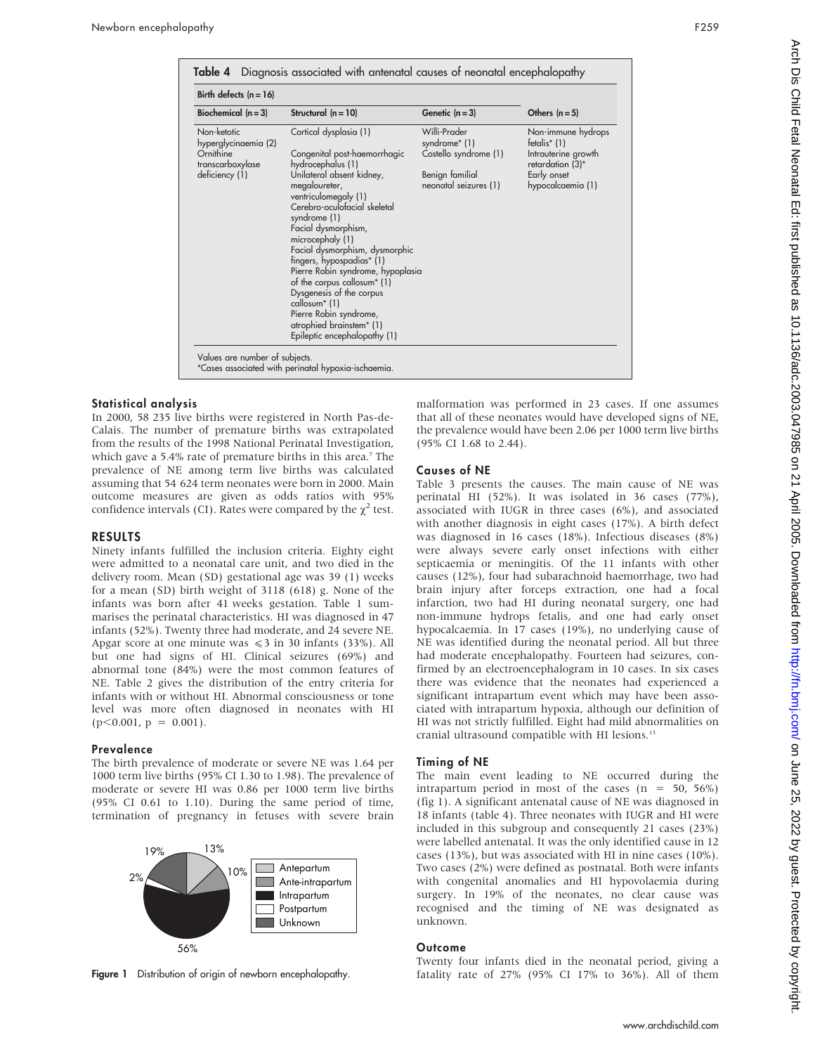**Table 4** Diagnosis associated with antenatal causes of neonatal encephalopathy

| Birth defects (n = 16) | | | |
|---|---|---|---|
| Biochemical (n = 3) | Structural (n = 10) | Genetic (n = 3) | Others (n = 5) |
| Non-ketotic hyperglycinaemia (2) | Cortical dysplasia (1) | Willi-Prader syndrome* (1) | Non-immune hydrops fetalis* (1) |
| Ornithine transcarboxylase deficiency (1) | Congenital post-haemorrhagic hydrocephalus (1) | Costello syndrome (1) | Intrauterine growth retardation (3)* |
| | Unilateral absent kidney, megaloureter, ventriculomegaly (1) | Benign familial neonatal seizures (1) | Early onset hypocalcaemia (1) |
| | Cerebro-oculofacial skeletal syndrome (1) | | |
| | Facial dysmorphism, microcephaly (1) | | |
| | Facial dysmorphism, dysmorphic fingers, hypospadias* (1) | | |
| | Pierre Robin syndrome, hypoplasia of the corpus callosum* (1) | | |
| | Dysgenesis of the corpus callosum* (1) | | |
| | Pierre Robin syndrome, atrophied brainstem* (1) | | |
| | Epileptic encephalopathy (1) | | |

Values are number of subjects.
*Cases associated with perinatal hypoxia-ischaemia.

### Statistical analysis

In 2000, 58 235 live births were registered in North Pas-de-Calais. The number of premature births was extrapolated from the results of the 1998 National Perinatal Investigation, which gave a 5.4% rate of premature births in this area.[7] The prevalence of NE among term live births was calculated assuming that 54 624 term neonates were born in 2000. Main outcome measures are given as odds ratios with 95% confidence intervals (CI). Rates were compared by the $\chi^2$ test.

## RESULTS

Ninety infants fulfilled the inclusion criteria. Eighty eight were admitted to a neonatal care unit, and two died in the delivery room. Mean (SD) gestational age was 39 (1) weeks for a mean (SD) birth weight of 3118 (618) g. None of the infants was born after 41 weeks gestation. Table 1 summarises the perinatal characteristics. HI was diagnosed in 47 infants (52%). Twenty three had moderate, and 24 severe NE. Apgar score at one minute was $\leq 3$ in 30 infants (33%). All but one had signs of HI. Clinical seizures (69%) and abnormal tone (84%) were the most common features of NE. Table 2 gives the distribution of the entry criteria for infants with or without HI. Abnormal consciousness or tone level was more often diagnosed in neonates with HI ($p<0.001$, $p = 0.001$).

### Prevalence

The birth prevalence of moderate or severe NE was 1.64 per 1000 term live births (95% CI 1.30 to 1.98). The prevalence of moderate or severe HI was 0.86 per 1000 term live births (95% CI 0.61 to 1.10). During the same period of time, termination of pregnancy in fetuses with severe brain malformation was performed in 23 cases. If one assumes that all of these neonates would have developed signs of NE, the prevalence would have been 2.06 per 1000 term live births (95% CI 1.68 to 2.44).

19%
13%
10%
2%
56%
Antepartum
Ante-intrapartum
Intrapartum
Postpartum
Unknown

**Figure 1** Distribution of origin of newborn encephalopathy.

### Causes of NE

Table 3 presents the causes. The main cause of NE was perinatal HI (52%). It was isolated in 36 cases (77%), associated with IUGR in three cases (6%), and associated with another diagnosis in eight cases (17%). A birth defect was diagnosed in 16 cases (18%). Infectious diseases (8%) were always severe early onset infections with either septicaemia or meningitis. Of the 11 infants with other causes (12%), four had subarachnoid haemorrhage, two had brain injury after forceps extraction, one had a focal infarction, two had HI during neonatal surgery, one had non-immune hydrops fetalis, and one had early onset hypocalcaemia. In 17 cases (19%), no underlying cause of NE was identified during the neonatal period. All but three had moderate encephalopathy. Fourteen had seizures, confirmed by an electroencephalogram in 10 cases. In six cases there was evidence that the neonates had experienced a significant intrapartum event which may have been associated with intrapartum hypoxia, although our definition of HI was not strictly fulfilled. Eight had mild abnormalities on cranial ultrasound compatible with HI lesions.[13]

### Timing of NE

The main event leading to NE occurred during the intrapartum period in most of the cases (n = 50, 56%) (fig 1). A significant antenatal cause of NE was diagnosed in 18 infants (table 4). Three neonates with IUGR and HI were included in this subgroup and consequently 21 cases (23%) were labelled antenatal. It was the only identified cause in 12 cases (13%), but was associated with HI in nine cases (10%). Two cases (2%) were defined as postnatal. Both were infants with congenital anomalies and HI hypovolaemia during surgery. In 19% of the neonates, no clear cause was recognised and the timing of NE was designated as unknown.

### Outcome

Twenty four infants died in the neonatal period, giving a fatality rate of 27% (95% CI 17% to 36%). All of them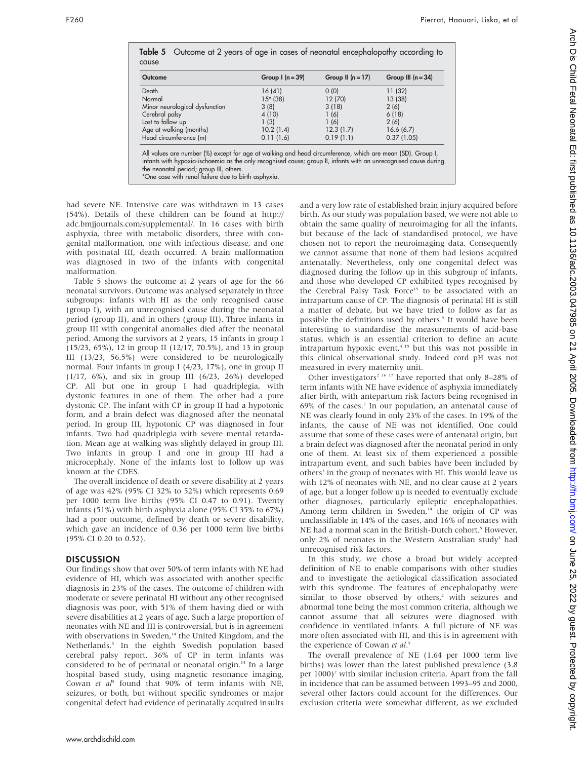**Table 5** Outcome at 2 years of age in cases of neonatal encephalopathy according to cause

| Outcome | Group I (n = 39) | Group II (n = 17) | Group III (n = 34) |
|---|---|---|---|
| Death | 16 (41) | 0 (0) | 11 (32) |
| Normal | 15* (38) | 12 (70) | 13 (38) |
| Minor neurological dysfunction | 3 (8) | 3 (18) | 2 (6) |
| Cerebral palsy | 4 (10) | 1 (6) | 6 (18) |
| Lost to follow up | 1 (3) | 1 (6) | 2 (6) |
| Age at walking (months) | 10.2 (1.4) | 12.3 (1.7) | 16.6 (6.7) |
| Head circumference (m) | 0.11 (1.6) | 0.19 (1.1) | 0.37 (1.05) |

All values are number (%) except for age at walking and head circumference, which are mean (SD). Group I, infants with hypoxia-ischaemia as the only recognised cause; group II, infants with an unrecognised cause during the neonatal period; group III, others.
*One case with renal failure due to birth asphyxia.

had severe NE. Intensive care was withdrawn in 13 cases (54%). Details of these children can be found at http://adc.bmjjournals.com/supplemental/. In 16 cases with birth asphyxia, three with metabolic disorders, three with congenital malformation, one with infectious disease, and one with postnatal HI, death occurred. A brain malformation was diagnosed in two of the infants with congenital malformation.

Table 5 shows the outcome at 2 years of age for the 66 neonatal survivors. Outcome was analysed separately in three subgroups: infants with HI as the only recognised cause (group I), with an unrecognised cause during the neonatal period (group II), and in others (group III). Three infants in group III with congenital anomalies died after the neonatal period. Among the survivors at 2 years, 15 infants in group I (15/23, 65%), 12 in group II (12/17, 70.5%), and 13 in group III (13/23, 56.5%) were considered to be neurologically normal. Four infants in group I (4/23, 17%), one in group II (1/17, 6%), and six in group III (6/23, 26%) developed CP. All but one in group I had quadriplegia, with dystonic features in one of them. The other had a pure dystonic CP. The infant with CP in group II had a hypotonic form, and a brain defect was diagnosed after the neonatal period. In group III, hypotonic CP was diagnosed in four infants. Two had quadriplegia with severe mental retardation. Mean age at walking was slightly delayed in group III. Two infants in group I and one in group III had a microcephaly. None of the infants lost to follow up was known at the CDES.

The overall incidence of death or severe disability at 2 years of age was 42% (95% CI 32% to 52%) which represents 0.69 per 1000 term live births (95% CI 0.47 to 0.91). Twenty infants (51%) with birth asphyxia alone (95% CI 35% to 67%) had a poor outcome, defined by death or severe disability, which gave an incidence of 0.36 per 1000 term live births (95% CI 0.20 to 0.52).

## DISCUSSION

Our findings show that over 50% of term infants with NE had evidence of HI, which was associated with another specific diagnosis in 23% of the cases. The outcome of children with moderate or severe perinatal HI without any other recognised diagnosis was poor, with 51% of them having died or with severe disabilities at 2 years of age. Such a large proportion of neonates with NE and HI is controversial, but is in agreement with observations in Sweden,[14] the United Kingdom, and the Netherlands.[5] In the eighth Swedish population based cerebral palsy report, 36% of CP in term infants was considered to be of perinatal or neonatal origin.[14] In a large hospital based study, using magnetic resonance imaging, Cowan *et al*[5] found that 90% of term infants with NE, seizures, or both, but without specific syndromes or major congenital defect had evidence of perinatally acquired insults and a very low rate of established brain injury acquired before birth. As our study was population based, we were not able to obtain the same quality of neuroimaging for all the infants, but because of the lack of standardised protocol, we have chosen not to report the neuroimaging data. Consequently we cannot assume that none of them had lesions acquired antenatally. Nevertheless, only one congenital defect was diagnosed during the follow up in this subgroup of infants, and those who developed CP exhibited types recognised by the Cerebral Palsy Task Force[15] to be associated with an intrapartum cause of CP. The diagnosis of perinatal HI is still a matter of debate, but we have tried to follow as far as possible the definitions used by others.[5] It would have been interesting to standardise the measurements of acid-base status, which is an essential criterion to define an acute intrapartum hypoxic event,[4,15] but this was not possible in this clinical observational study. Indeed cord pH was not measured in every maternity unit.

Other investigators[2,16,17] have reported that only 8–28% of term infants with NE have evidence of asphyxia immediately after birth, with antepartum risk factors being recognised in 69% of the cases.[2] In our population, an antenatal cause of NE was clearly found in only 23% of the cases. In 19% of the infants, the cause of NE was not identified. One could assume that some of these cases were of antenatal origin, but a brain defect was diagnosed after the neonatal period in only one of them. At least six of them experienced a possible intrapartum event, and such babies have been included by others[3] in the group of neonates with HI. This would leave us with 12% of neonates with NE, and no clear cause at 2 years of age, but a longer follow up is needed to eventually exclude other diagnoses, particularly epileptic encephalopathies. Among term children in Sweden,[14] the origin of CP was unclassifiable in 14% of the cases, and 16% of neonates with NE had a normal scan in the British-Dutch cohort.[5] However, only 2% of neonates in the Western Australian study[3] had unrecognised risk factors.

In this study, we chose a broad but widely accepted definition of NE to enable comparisons with other studies and to investigate the aetiological classification associated with this syndrome. The features of encephalopathy were similar to those observed by others,[2] with seizures and abnormal tone being the most common criteria, although we cannot assume that all seizures were diagnosed with confidence in ventilated infants. A full picture of NE was more often associated with HI, and this is in agreement with the experience of Cowan *et al*.[5]

The overall prevalence of NE (1.64 per 1000 term live births) was lower than the latest published prevalence (3.8 per 1000)[2] with similar inclusion criteria. Apart from the fall in incidence that can be assumed between 1993–95 and 2000, several other factors could account for the differences. Our exclusion criteria were somewhat different, as we excluded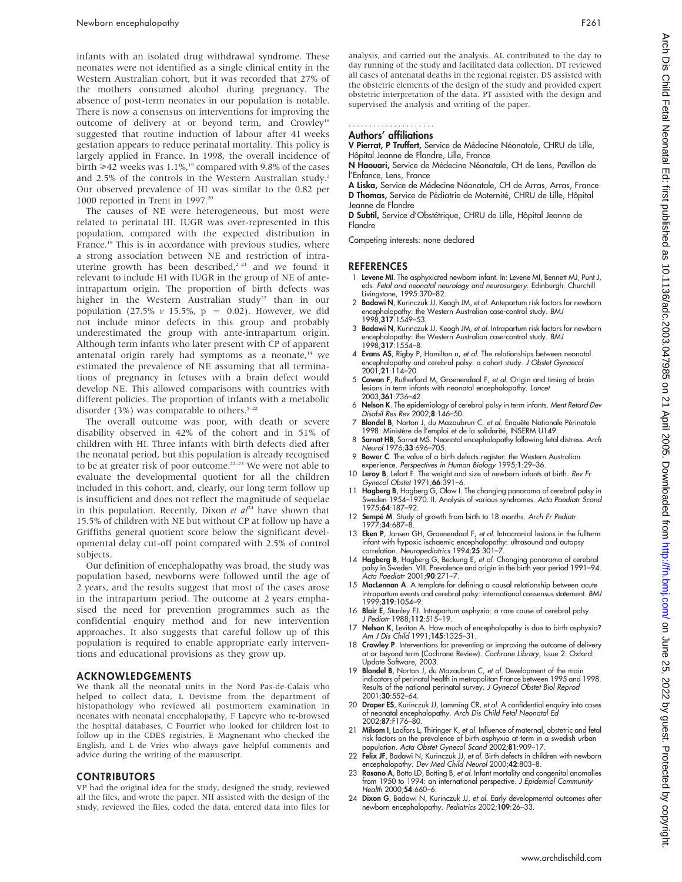infants with an isolated drug withdrawal syndrome. These neonates were not identified as a single clinical entity in the Western Australian cohort, but it was recorded that 27% of the mothers consumed alcohol during pregnancy. The absence of post-term neonates in our population is notable. There is now a consensus on interventions for improving the outcome of delivery at or beyond term, and Crowley[18] suggested that routine induction of labour after 41 weeks gestation appears to reduce perinatal mortality. This policy is largely applied in France. In 1998, the overall incidence of birth ≥42 weeks was 1.1%,[19] compared with 9.8% of the cases and 2.5% of the controls in the Western Australian study.[2] Our observed prevalence of HI was similar to the 0.82 per 1000 reported in Trent in 1997.[20]

The causes of NE were heterogeneous, but most were related to perinatal HI. IUGR was over-represented in this population, compared with the expected distribution in France.[19] This is in accordance with previous studies, where a strong association between NE and restriction of intrauterine growth has been described,[2 21] and we found it relevant to include HI with IUGR in the group of NE of ante-intrapartum origin. The proportion of birth defects was higher in the Western Australian study[22] than in our population (27.5% *v* 15.5%, p = 0.02). However, we did not include minor defects in this group and probably underestimated the group with ante-intrapartum origin. Although term infants who later present with CP of apparent antenatal origin rarely had symptoms as a neonate,[14] we estimated the prevalence of NE assuming that all terminations of pregnancy in fetuses with a brain defect would develop NE. This allowed comparisons with countries with different policies. The proportion of infants with a metabolic disorder (3%) was comparable to others.[5–22]

The overall outcome was poor, with death or severe disability observed in 42% of the cohort and in 51% of children with HI. Three infants with birth defects died after the neonatal period, but this population is already recognised to be at greater risk of poor outcome.[22–23] We were not able to evaluate the developmental quotient for all the children included in this cohort, and, clearly, our long term follow up is insufficient and does not reflect the magnitude of sequelae in this population. Recently, Dixon *et al*[24] have shown that 15.5% of children with NE but without CP at follow up have a Griffiths general quotient score below the significant developmental delay cut-off point compared with 2.5% of control subjects.

Our definition of encephalopathy was broad, the study was population based, newborns were followed until the age of 2 years, and the results suggest that most of the cases arose in the intrapartum period. The outcome at 2 years emphasised the need for prevention programmes such as the confidential enquiry method and for new intervention approaches. It also suggests that careful follow up of this population is required to enable appropriate early interventions and educational provisions as they grow up.

## ACKNOWLEDGEMENTS

We thank all the neonatal units in the Nord Pas-de-Calais who helped to collect data, L Devisme from the department of histopathology who reviewed all postmortem examination in neonates with neonatal encephalopathy, F Lapeyre who re-browsed the hospital databases, C Fourrier who looked for children lost to follow up in the CDES registries, E Magnenant who checked the English, and L de Vries who always gave helpful comments and advice during the writing of the manuscript.

## CONTRIBUTORS

VP had the original idea for the study, designed the study, reviewed all the files, and wrote the paper. NH assisted with the design of the study, reviewed the files, coded the data, entered data into files for analysis, and carried out the analysis. AL contributed to the day to day running of the study and facilitated data collection. DT reviewed all cases of antenatal deaths in the regional register. DS assisted with the obstetric elements of the design of the study and provided expert obstetric interpretation of the data. PT assisted with the design and supervised the analysis and writing of the paper.

### Authors' affiliations

**V Pierrat, P Truffert,** Service de Médecine Néonatale, CHRU de Lille, Hôpital Jeanne de Flandre, Lille, France
**N Haouari,** Service de Médecine Néonatale, CH de Lens, Pavillon de l'Enfance, Lens, France
**A Liska,** Service de Médecine Néonatale, CH de Arras, Arras, France
**D Thomas,** Service de Pédiatrie de Maternité, CHRU de Lille, Hôpital Jeanne de Flandre
**D Subtil,** Service d'Obstétrique, CHRU de Lille, Hôpital Jeanne de Flandre

Competing interests: none declared

## REFERENCES

1. **Levene MI**. The asphyxiated newborn infant. In: Levene MI, Bennett MJ, Punt J, eds. *Fetal and neonatal neurology and neurosurgery*. Edinburgh: Churchill Livingstone, 1995:370–82.
2. **Badawi N**, Kurinczuk JJ, Keogh JM, *et al*. Antepartum risk factors for newborn encephalopathy: the Western Australian case-control study. *BMJ* 1998;**317**:1549–53.
3. **Badawi N**, Kurinczuk JJ, Keogh JM, *et al*. Intrapartum risk factors for newborn encephalopathy: the Western Australian case-control study. *BMJ* 1998;**317**:1554–8.
4. **Evans AS**, Rigby P, Hamilton n, *et al*. The relationships between neonatal encephalopathy and cerebral palsy: a cohort study. *J Obstet Gynaecol* 2001;**21**:114–20.
5. **Cowan F**, Rutherford M, Groenendaal F, *et al*. Origin and timing of brain lesions in term infants with neonatal encephalopathy. *Lancet* 2003;**361**:736–42.
6. **Nelson K**. The epidemiology of cerebral palsy in term infants. *Ment Retard Dev Disabil Res Rev* 2002;**8**:146–50.
7. **Blondel B**, Norton J, du Mazaubrun C, *et al*. Enquête Nationale Périnatale 1998. Ministère de l'emploi et de la solidarité, INSERM U149.
8. **Sarnat HB**, Sarnat MS. Neonatal encephalopathy following fetal distress. *Arch Neurol* 1976;**33**:696–705.
9. **Bower C**. The value of a birth defects register: the Western Australian experience. *Perspectives in Human Biology* 1995;**1**:29–36.
10. **Leroy B**, Lefort F. The weight and size of newborn infants at birth. *Rev Fr Gynecol Obstet* 1971;**66**:391–6.
11. **Hagberg B**, Hagberg G, Olow I. The changing panorama of cerebral palsy in Sweden 1954–1970. II. Analysis of various syndromes. *Acta Paediatr Scand* 1975;**64**:187–92.
12. **Sempé M**. Study of growth from birth to 18 months. *Arch Fr Pediatr* 1977;**34**:687–8.
13. **Eken P**, Jansen GH, Groenendaal F, *et al*. Intracranial lesions in the fullterm infant with hypoxic ischaemic encephalopathy: ultrasound and autopsy correlation. *Neuropediatrics* 1994;**25**:301–7.
14. **Hagberg B**, Hagberg G, Beckung E, *et al*. Changing panorama of cerebral palsy in Sweden. VIII. Prevalence and origin in the birth year period 1991–94. *Acta Paediatr* 2001;**90**:271–7.
15. **MacLennan A**. A template for defining a causal relationship between acute intrapartum events and cerebral palsy: international consensus statement. *BMJ* 1999;**319**:1054–9.
16. **Blair E**, Stanley FJ. Intrapartum asphyxia: a rare cause of cerebral palsy. *J Pediatr* 1988;**112**:515–19.
17. **Nelson K**, Leviton A. How much of encephalopathy is due to birth asphyxia? *Am J Dis Child* 1991;**145**:1325–31.
18. **Crowley P**. Interventions for preventing or improving the outcome of delivery at or beyond term (Cochrane Review). *Cochrane Library*, Issue 2. Oxford: Update Software, 2003.
19. **Blondel B**, Norton J, du Mazaubrun C, *et al*. Development of the main indicators of perinatal health in metropolitan France between 1995 and 1998. Results of the national perinatal survey. *J Gynecol Obstet Biol Reprod* 2001;**30**:552–64.
20. **Draper ES**, Kurinczuk JJ, Lamming CR, *et al*. A confidential enquiry into cases of neonatal encephalopathy. *Arch Dis Child Fetal Neonatal Ed* 2002;**87**:F176–80.
21. **Milsom I**, Ladfors L, Thiringer K, *et al*. Influence of maternal, obstetric and fetal risk factors on the prevalence of birth asphyxia at term in a swedish urban population. *Acta Obstet Gynecol Scand* 2002;**81**:909–17.
22. **Felix JF**, Badawi N, Kurinczuk JJ, *et al*. Birth defects in children with newborn encephalopathy. *Dev Med Child Neurol* 2000;**42**:803–8.
23. **Rosano A**, Botto LD, Botting B, *et al*. Infant mortality and congenital anomalies from 1950 to 1994: an international perspective. *J Epidemiol Community Health* 2000;**54**:660–6.
24. **Dixon G**, Badawi N, Kurinczuk JJ, *et al*. Early developmental outcomes after newborn encephalopathy. *Pediatrics* 2002;**109**:26–33.